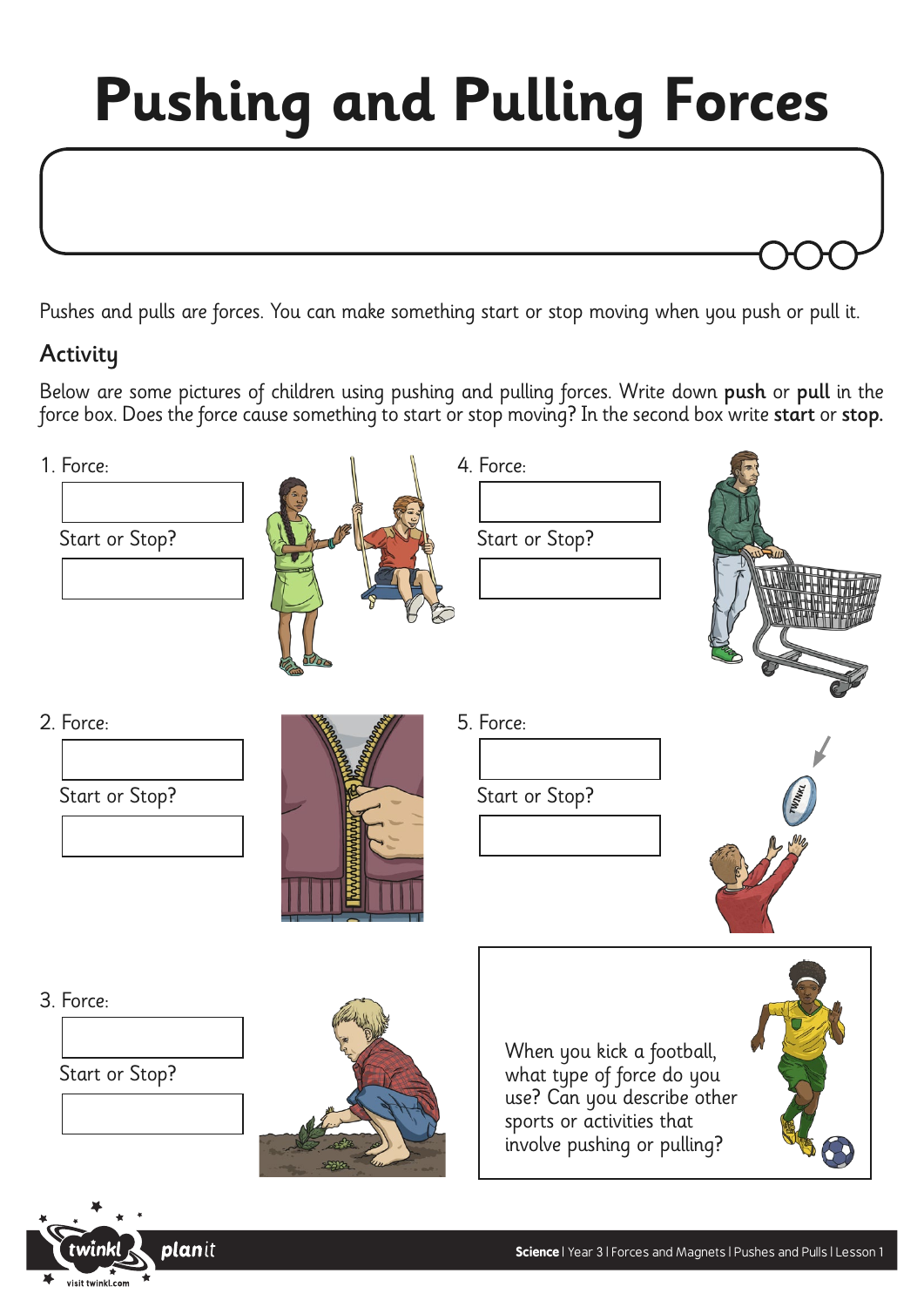# Pushing and Pulling Forces

Pushes and pulls are forces. You can make something start or stop moving when you push or pull it.

## Activity

Below are some pictures of children using pushing and pulling forces. Write down **push** or **pull** in the force box. Does the force cause something to start or stop moving? In the second box write **start** or **stop.**

1. Force:

   Start or Stop?

2. Force:

   Start or Stop?

3. Force:

   Start or Stop?

4. Force:

   Start or Stop?

5. Force:

   Start or Stop?

When you kick a football, what type of force do you use? Can you describe other sports or activities that involve pushing or pulling?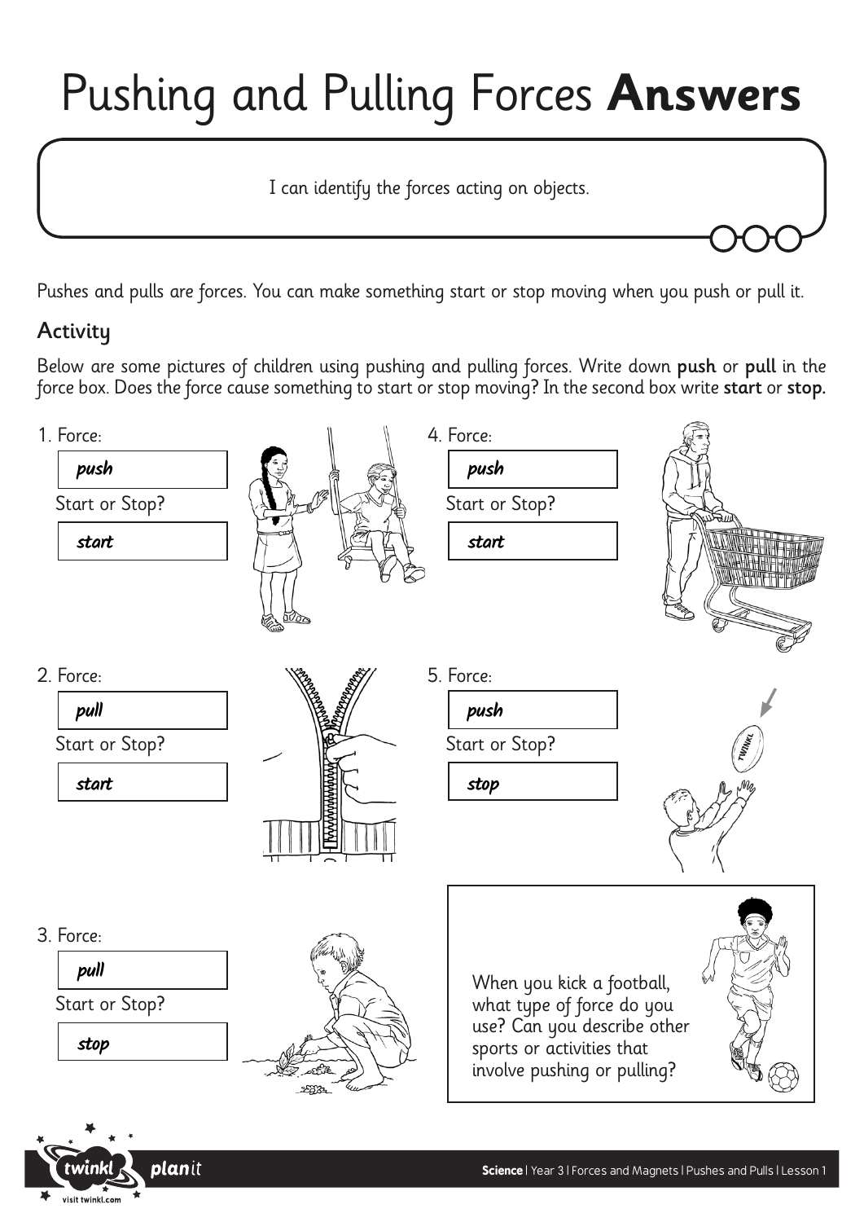# Pushing and Pulling Forces **Answers**

I can identify the forces acting on objects.

Pushes and pulls are forces. You can make something start or stop moving when you push or pull it.

## Activity

Below are some pictures of children using pushing and pulling forces. Write down **push** or **pull** in the force box. Does the force cause something to start or stop moving? In the second box write **start** or **stop.**

1. Force:

   *push*

   Start or Stop?

   *start*

2. Force:

   *pull*

   Start or Stop?

   *start*

3. Force:

   *pull*

   Start or Stop?

   *stop*

4. Force:

   *push*

   Start or Stop?

   *start*

5. Force:

   *push*

   Start or Stop?

   *stop*

When you kick a football, what type of force do you use? Can you describe other sports or activities that involve pushing or pulling?